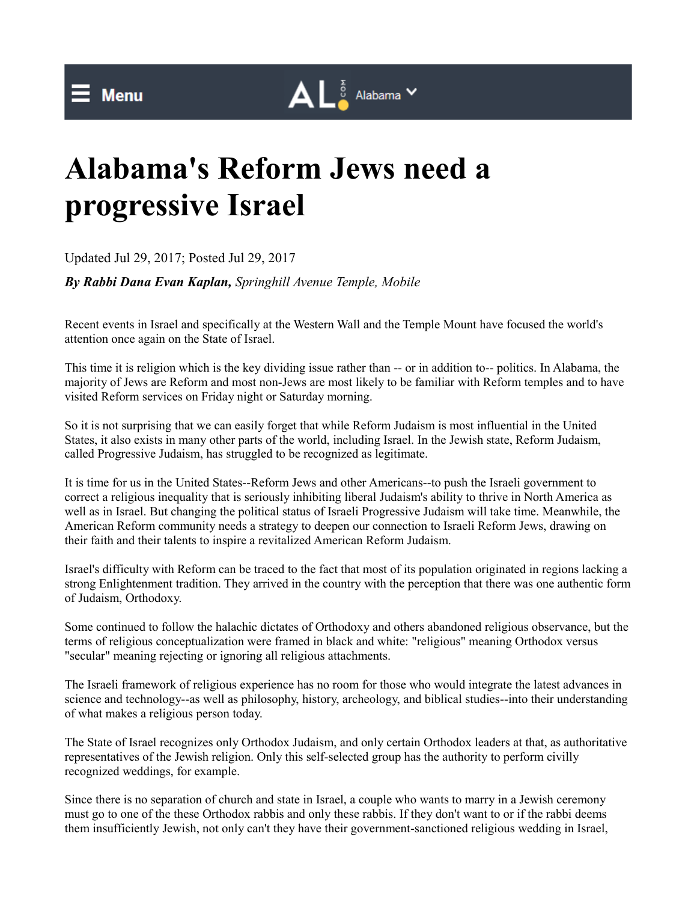# Alabama's Reform Jews need a progressive Israel

Updated Jul 29, 2017; Posted Jul 29, 2017

***By Rabbi Dana Evan Kaplan,*** *Springhill Avenue Temple, Mobile*

Recent events in Israel and specifically at the Western Wall and the Temple Mount have focused the world's attention once again on the State of Israel.

This time it is religion which is the key dividing issue rather than -- or in addition to-- politics. In Alabama, the majority of Jews are Reform and most non-Jews are most likely to be familiar with Reform temples and to have visited Reform services on Friday night or Saturday morning.

So it is not surprising that we can easily forget that while Reform Judaism is most influential in the United States, it also exists in many other parts of the world, including Israel. In the Jewish state, Reform Judaism, called Progressive Judaism, has struggled to be recognized as legitimate.

It is time for us in the United States--Reform Jews and other Americans--to push the Israeli government to correct a religious inequality that is seriously inhibiting liberal Judaism's ability to thrive in North America as well as in Israel. But changing the political status of Israeli Progressive Judaism will take time. Meanwhile, the American Reform community needs a strategy to deepen our connection to Israeli Reform Jews, drawing on their faith and their talents to inspire a revitalized American Reform Judaism.

Israel's difficulty with Reform can be traced to the fact that most of its population originated in regions lacking a strong Enlightenment tradition. They arrived in the country with the perception that there was one authentic form of Judaism, Orthodoxy.

Some continued to follow the halachic dictates of Orthodoxy and others abandoned religious observance, but the terms of religious conceptualization were framed in black and white: "religious" meaning Orthodox versus "secular" meaning rejecting or ignoring all religious attachments.

The Israeli framework of religious experience has no room for those who would integrate the latest advances in science and technology--as well as philosophy, history, archeology, and biblical studies--into their understanding of what makes a religious person today.

The State of Israel recognizes only Orthodox Judaism, and only certain Orthodox leaders at that, as authoritative representatives of the Jewish religion. Only this self-selected group has the authority to perform civilly recognized weddings, for example.

Since there is no separation of church and state in Israel, a couple who wants to marry in a Jewish ceremony must go to one of the these Orthodox rabbis and only these rabbis. If they don't want to or if the rabbi deems them insufficiently Jewish, not only can't they have their government-sanctioned religious wedding in Israel,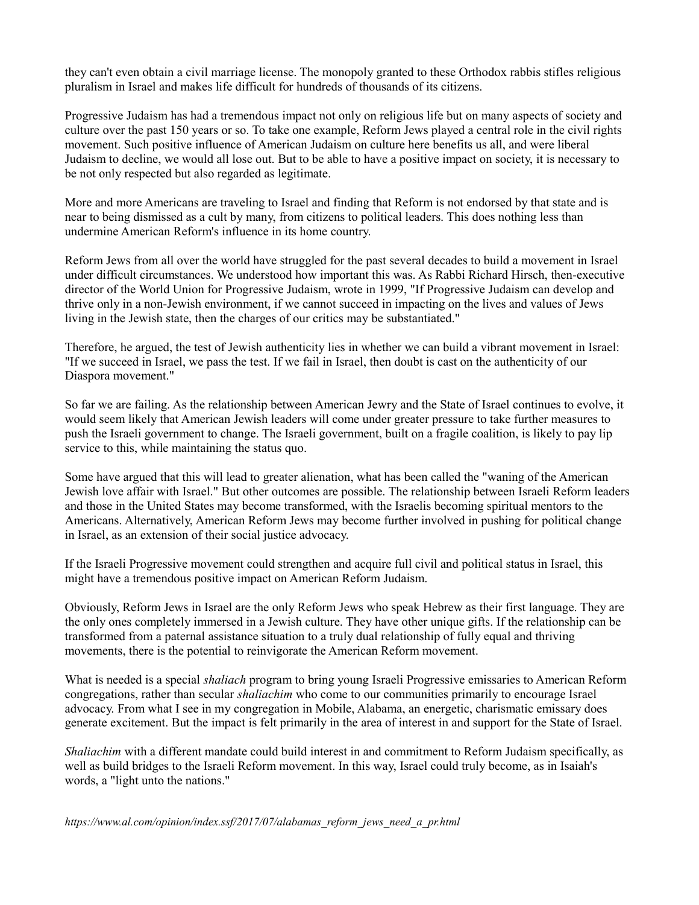they can't even obtain a civil marriage license. The monopoly granted to these Orthodox rabbis stifles religious pluralism in Israel and makes life difficult for hundreds of thousands of its citizens.

Progressive Judaism has had a tremendous impact not only on religious life but on many aspects of society and culture over the past 150 years or so. To take one example, Reform Jews played a central role in the civil rights movement. Such positive influence of American Judaism on culture here benefits us all, and were liberal Judaism to decline, we would all lose out. But to be able to have a positive impact on society, it is necessary to be not only respected but also regarded as legitimate.

More and more Americans are traveling to Israel and finding that Reform is not endorsed by that state and is near to being dismissed as a cult by many, from citizens to political leaders. This does nothing less than undermine American Reform's influence in its home country.

Reform Jews from all over the world have struggled for the past several decades to build a movement in Israel under difficult circumstances. We understood how important this was. As Rabbi Richard Hirsch, then-executive director of the World Union for Progressive Judaism, wrote in 1999, "If Progressive Judaism can develop and thrive only in a non-Jewish environment, if we cannot succeed in impacting on the lives and values of Jews living in the Jewish state, then the charges of our critics may be substantiated."

Therefore, he argued, the test of Jewish authenticity lies in whether we can build a vibrant movement in Israel: "If we succeed in Israel, we pass the test. If we fail in Israel, then doubt is cast on the authenticity of our Diaspora movement."

So far we are failing. As the relationship between American Jewry and the State of Israel continues to evolve, it would seem likely that American Jewish leaders will come under greater pressure to take further measures to push the Israeli government to change. The Israeli government, built on a fragile coalition, is likely to pay lip service to this, while maintaining the status quo.

Some have argued that this will lead to greater alienation, what has been called the "waning of the American Jewish love affair with Israel." But other outcomes are possible. The relationship between Israeli Reform leaders and those in the United States may become transformed, with the Israelis becoming spiritual mentors to the Americans. Alternatively, American Reform Jews may become further involved in pushing for political change in Israel, as an extension of their social justice advocacy.

If the Israeli Progressive movement could strengthen and acquire full civil and political status in Israel, this might have a tremendous positive impact on American Reform Judaism.

Obviously, Reform Jews in Israel are the only Reform Jews who speak Hebrew as their first language. They are the only ones completely immersed in a Jewish culture. They have other unique gifts. If the relationship can be transformed from a paternal assistance situation to a truly dual relationship of fully equal and thriving movements, there is the potential to reinvigorate the American Reform movement.

What is needed is a special *shaliach* program to bring young Israeli Progressive emissaries to American Reform congregations, rather than secular *shaliachim* who come to our communities primarily to encourage Israel advocacy. From what I see in my congregation in Mobile, Alabama, an energetic, charismatic emissary does generate excitement. But the impact is felt primarily in the area of interest in and support for the State of Israel.

*Shaliachim* with a different mandate could build interest in and commitment to Reform Judaism specifically, as well as build bridges to the Israeli Reform movement. In this way, Israel could truly become, as in Isaiah's words, a "light unto the nations."

*https://www.al.com/opinion/index.ssf/2017/07/alabamas_reform_jews_need_a_pr.html*